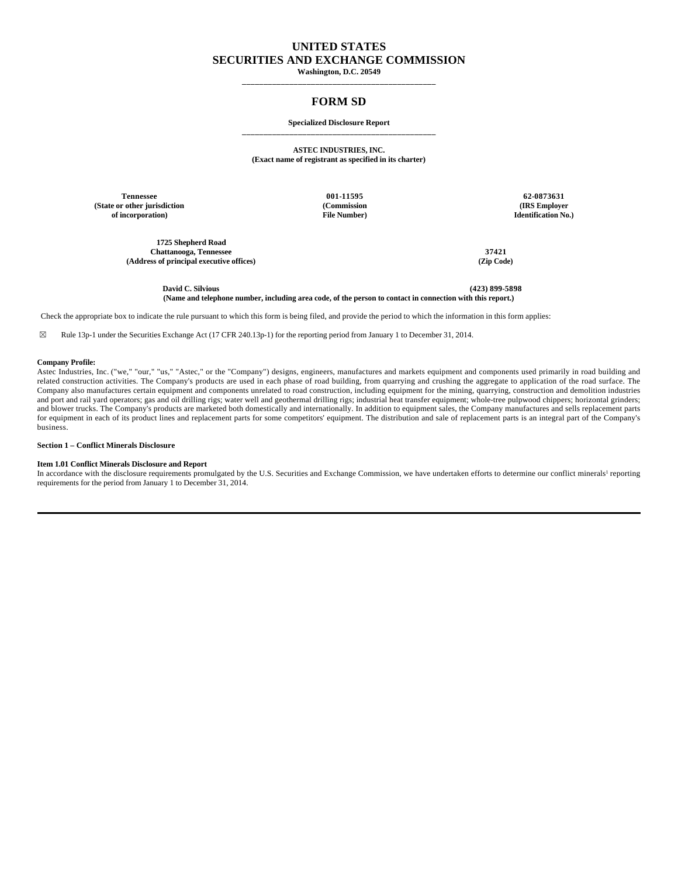# UNITED STATES
# SECURITIES AND EXCHANGE COMMISSION

**Washington, D.C. 20549**

---

## FORM SD

**Specialized Disclosure Report**

---

**ASTEC INDUSTRIES, INC.**
**(Exact name of registrant as specified in its charter)**

| **Tennessee** | **001-11595** | **62-0873631** |
|---|---|---|
| **(State or other jurisdiction of incorporation)** | **(Commission File Number)** | **(IRS Employer Identification No.)** |

| **1725 Shepherd Road Chattanooga, Tennessee** | **37421** |
|---|---|
| **(Address of principal executive offices)** | **(Zip Code)** |

**David C. Silvious** **(423) 899-5898**
**(Name and telephone number, including area code, of the person to contact in connection with this report.)**

Check the appropriate box to indicate the rule pursuant to which this form is being filed, and provide the period to which the information in this form applies:

☒ Rule 13p-1 under the Securities Exchange Act (17 CFR 240.13p-1) for the reporting period from January 1 to December 31, 2014.

**Company Profile:**
Astec Industries, Inc. ("we," "our," "us," "Astec," or the "Company") designs, engineers, manufactures and markets equipment and components used primarily in road building and related construction activities. The Company's products are used in each phase of road building, from quarrying and crushing the aggregate to application of the road surface. The Company also manufactures certain equipment and components unrelated to road construction, including equipment for the mining, quarrying, construction and demolition industries and port and rail yard operators; gas and oil drilling rigs; water well and geothermal drilling rigs; industrial heat transfer equipment; whole-tree pulpwood chippers; horizontal grinders; and blower trucks. The Company's products are marketed both domestically and internationally. In addition to equipment sales, the Company manufactures and sells replacement parts for equipment in each of its product lines and replacement parts for some competitors' equipment. The distribution and sale of replacement parts is an integral part of the Company's business.

**Section 1 – Conflict Minerals Disclosure**

**Item 1.01 Conflict Minerals Disclosure and Report**
In accordance with the disclosure requirements promulgated by the U.S. Securities and Exchange Commission, we have undertaken efforts to determine our conflict minerals[1] reporting requirements for the period from January 1 to December 31, 2014.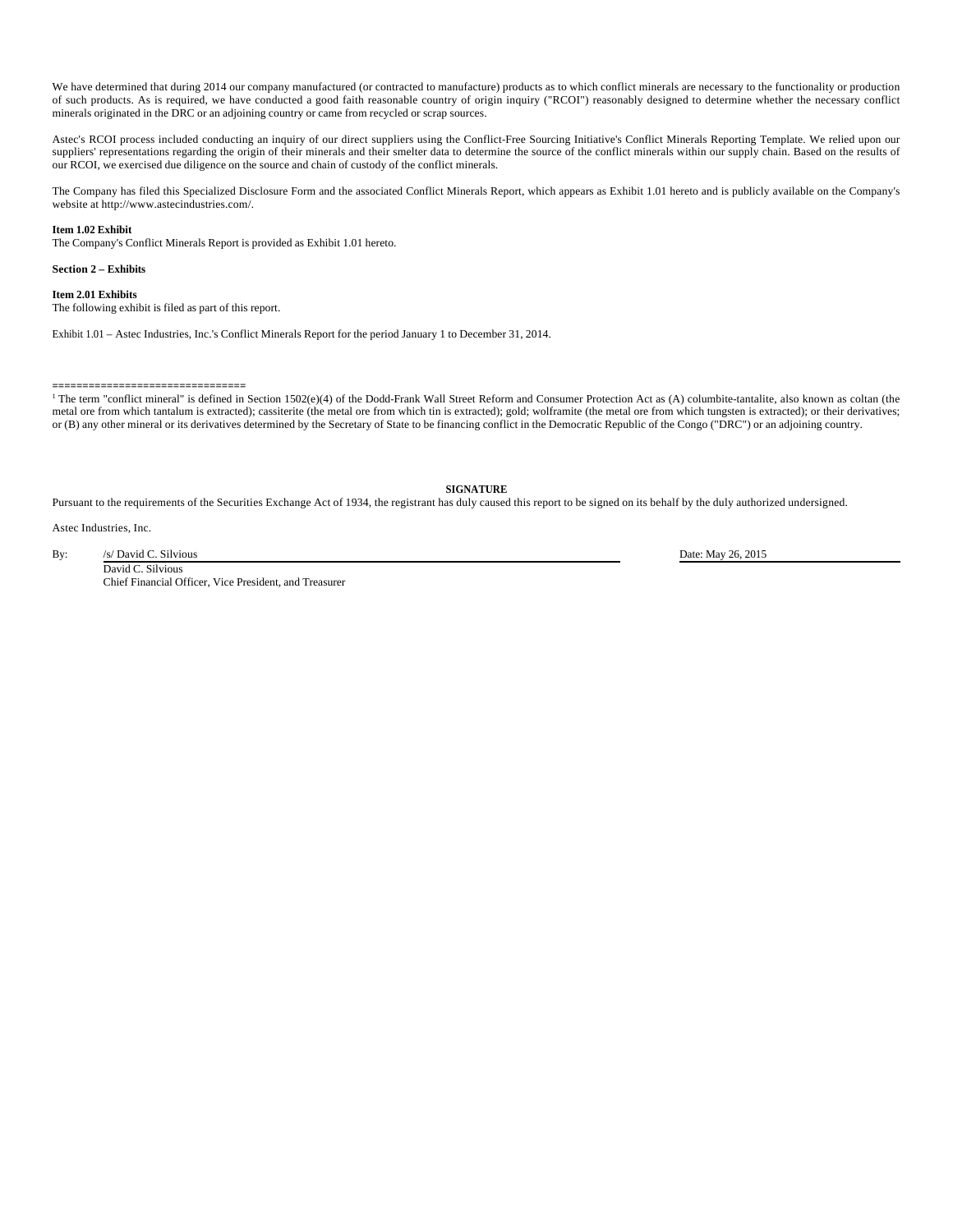We have determined that during 2014 our company manufactured (or contracted to manufacture) products as to which conflict minerals are necessary to the functionality or production of such products. As is required, we have conducted a good faith reasonable country of origin inquiry ("RCOI") reasonably designed to determine whether the necessary conflict minerals originated in the DRC or an adjoining country or came from recycled or scrap sources.

Astec's RCOI process included conducting an inquiry of our direct suppliers using the Conflict-Free Sourcing Initiative's Conflict Minerals Reporting Template. We relied upon our suppliers' representations regarding the origin of their minerals and their smelter data to determine the source of the conflict minerals within our supply chain. Based on the results of our RCOI, we exercised due diligence on the source and chain of custody of the conflict minerals.

The Company has filed this Specialized Disclosure Form and the associated Conflict Minerals Report, which appears as Exhibit 1.01 hereto and is publicly available on the Company's website at http://www.astecindustries.com/.

**Item 1.02 Exhibit**

The Company's Conflict Minerals Report is provided as Exhibit 1.01 hereto.

**Section 2 – Exhibits**

**Item 2.01 Exhibits**

The following exhibit is filed as part of this report.

Exhibit 1.01 – Astec Industries, Inc.'s Conflict Minerals Report for the period January 1 to December 31, 2014.

===============================

[1] The term "conflict mineral" is defined in Section 1502(e)(4) of the Dodd-Frank Wall Street Reform and Consumer Protection Act as (A) columbite-tantalite, also known as coltan (the metal ore from which tantalum is extracted); cassiterite (the metal ore from which tin is extracted); gold; wolframite (the metal ore from which tungsten is extracted); or their derivatives; or (B) any other mineral or its derivatives determined by the Secretary of State to be financing conflict in the Democratic Republic of the Congo ("DRC") or an adjoining country.

**SIGNATURE**

Pursuant to the requirements of the Securities Exchange Act of 1934, the registrant has duly caused this report to be signed on its behalf by the duly authorized undersigned.

Astec Industries, Inc.

By: /s/ David C. Silvious
David C. Silvious
Chief Financial Officer, Vice President, and Treasurer

Date: May 26, 2015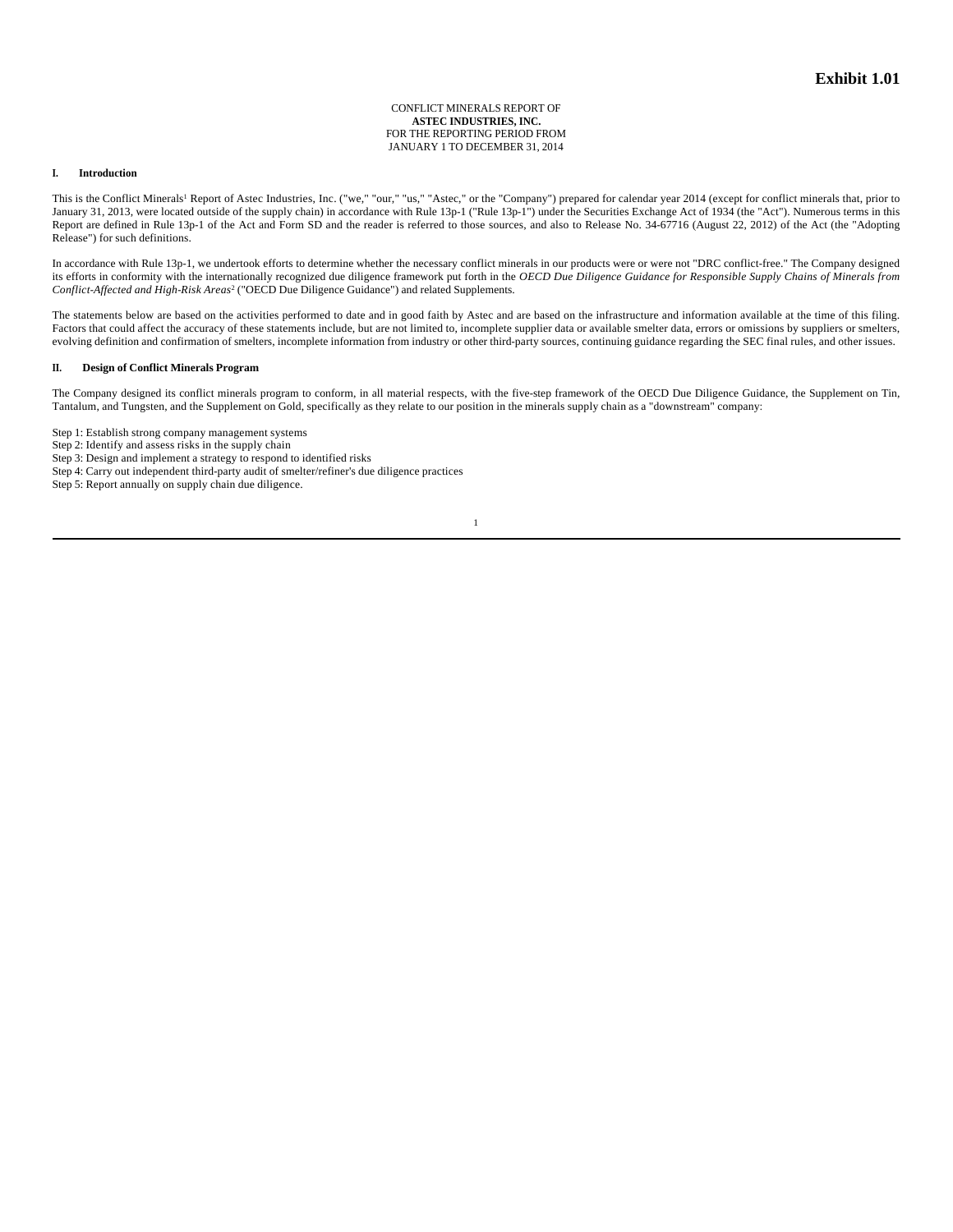**Exhibit 1.01**

CONFLICT MINERALS REPORT OF
**ASTEC INDUSTRIES, INC.**
FOR THE REPORTING PERIOD FROM
JANUARY 1 TO DECEMBER 31, 2014

## I. Introduction

This is the Conflict Minerals[1] Report of Astec Industries, Inc. ("we," "our," "us," "Astec," or the "Company") prepared for calendar year 2014 (except for conflict minerals that, prior to January 31, 2013, were located outside of the supply chain) in accordance with Rule 13p-1 ("Rule 13p-1") under the Securities Exchange Act of 1934 (the "Act"). Numerous terms in this Report are defined in Rule 13p-1 of the Act and Form SD and the reader is referred to those sources, and also to Release No. 34-67716 (August 22, 2012) of the Act (the "Adopting Release") for such definitions.

In accordance with Rule 13p-1, we undertook efforts to determine whether the necessary conflict minerals in our products were or were not "DRC conflict-free." The Company designed its efforts in conformity with the internationally recognized due diligence framework put forth in the *OECD Due Diligence Guidance for Responsible Supply Chains of Minerals from Conflict-Affected and High-Risk Areas*[2] ("OECD Due Diligence Guidance") and related Supplements.

The statements below are based on the activities performed to date and in good faith by Astec and are based on the infrastructure and information available at the time of this filing. Factors that could affect the accuracy of these statements include, but are not limited to, incomplete supplier data or available smelter data, errors or omissions by suppliers or smelters, evolving definition and confirmation of smelters, incomplete information from industry or other third-party sources, continuing guidance regarding the SEC final rules, and other issues.

## II. Design of Conflict Minerals Program

The Company designed its conflict minerals program to conform, in all material respects, with the five-step framework of the OECD Due Diligence Guidance, the Supplement on Tin, Tantalum, and Tungsten, and the Supplement on Gold, specifically as they relate to our position in the minerals supply chain as a "downstream" company:

Step 1: Establish strong company management systems
Step 2: Identify and assess risks in the supply chain
Step 3: Design and implement a strategy to respond to identified risks
Step 4: Carry out independent third-party audit of smelter/refiner's due diligence practices
Step 5: Report annually on supply chain due diligence.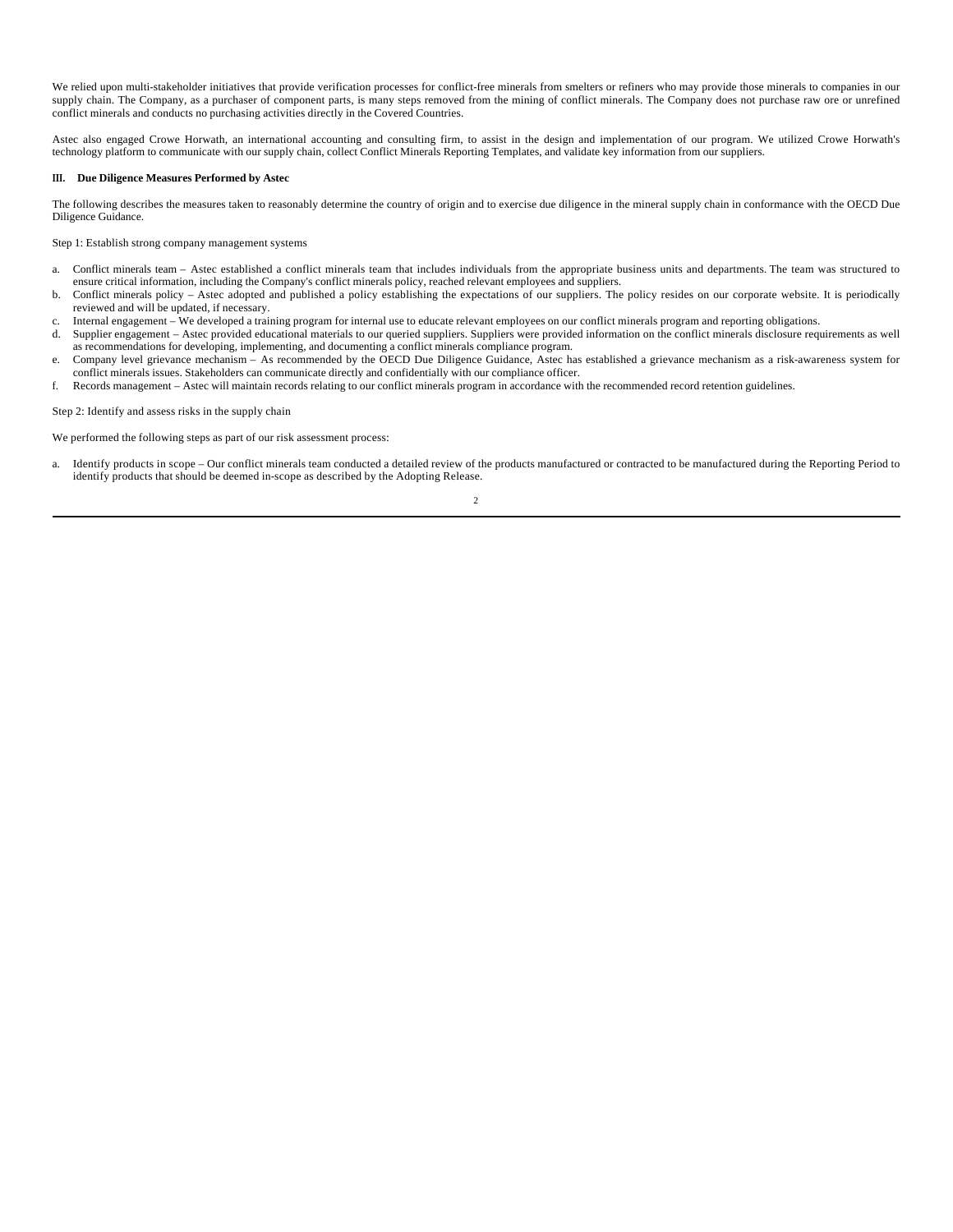We relied upon multi-stakeholder initiatives that provide verification processes for conflict-free minerals from smelters or refiners who may provide those minerals to companies in our supply chain. The Company, as a purchaser of component parts, is many steps removed from the mining of conflict minerals. The Company does not purchase raw ore or unrefined conflict minerals and conducts no purchasing activities directly in the Covered Countries.

Astec also engaged Crowe Horwath, an international accounting and consulting firm, to assist in the design and implementation of our program. We utilized Crowe Horwath's technology platform to communicate with our supply chain, collect Conflict Minerals Reporting Templates, and validate key information from our suppliers.

**III. Due Diligence Measures Performed by Astec**

The following describes the measures taken to reasonably determine the country of origin and to exercise due diligence in the mineral supply chain in conformance with the OECD Due Diligence Guidance.

Step 1: Establish strong company management systems

a. Conflict minerals team – Astec established a conflict minerals team that includes individuals from the appropriate business units and departments. The team was structured to ensure critical information, including the Company's conflict minerals policy, reached relevant employees and suppliers.
b. Conflict minerals policy – Astec adopted and published a policy establishing the expectations of our suppliers. The policy resides on our corporate website. It is periodically reviewed and will be updated, if necessary.
c. Internal engagement – We developed a training program for internal use to educate relevant employees on our conflict minerals program and reporting obligations.
d. Supplier engagement – Astec provided educational materials to our queried suppliers. Suppliers were provided information on the conflict minerals disclosure requirements as well as recommendations for developing, implementing, and documenting a conflict minerals compliance program.
e. Company level grievance mechanism – As recommended by the OECD Due Diligence Guidance, Astec has established a grievance mechanism as a risk-awareness system for conflict minerals issues. Stakeholders can communicate directly and confidentially with our compliance officer.
f. Records management – Astec will maintain records relating to our conflict minerals program in accordance with the recommended record retention guidelines.

Step 2: Identify and assess risks in the supply chain

We performed the following steps as part of our risk assessment process:

a. Identify products in scope – Our conflict minerals team conducted a detailed review of the products manufactured or contracted to be manufactured during the Reporting Period to identify products that should be deemed in-scope as described by the Adopting Release.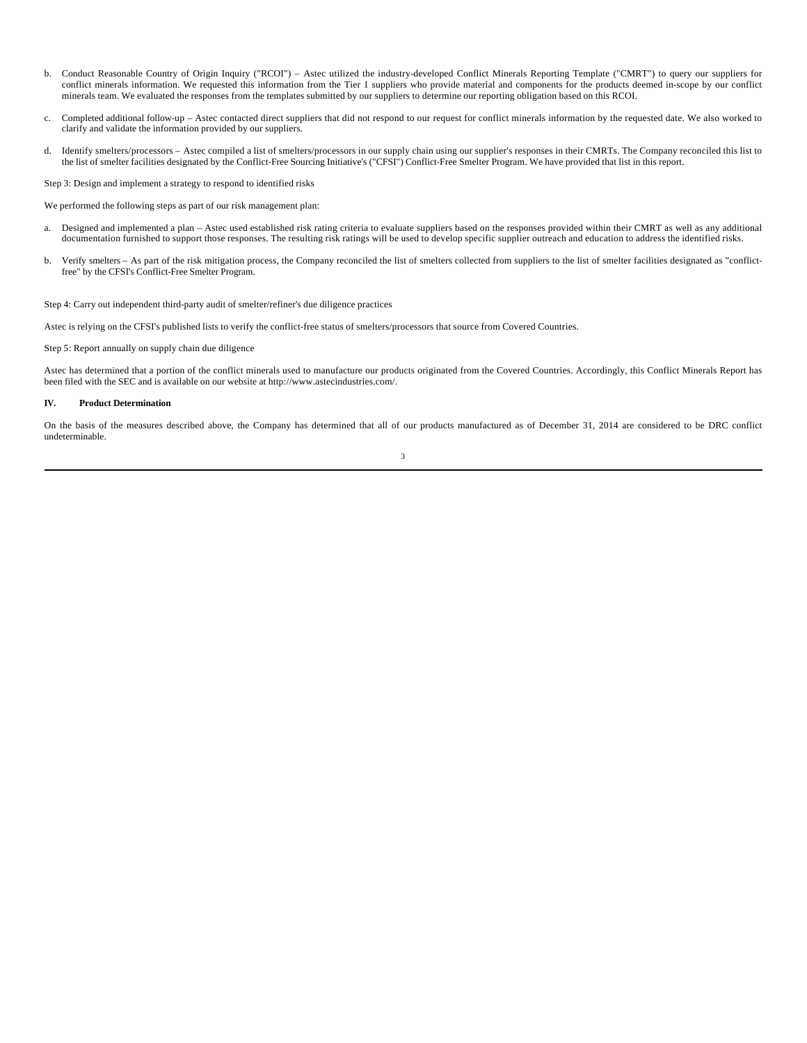b. Conduct Reasonable Country of Origin Inquiry ("RCOI") – Astec utilized the industry-developed Conflict Minerals Reporting Template ("CMRT") to query our suppliers for conflict minerals information. We requested this information from the Tier 1 suppliers who provide material and components for the products deemed in-scope by our conflict minerals team. We evaluated the responses from the templates submitted by our suppliers to determine our reporting obligation based on this RCOI.

c. Completed additional follow-up – Astec contacted direct suppliers that did not respond to our request for conflict minerals information by the requested date. We also worked to clarify and validate the information provided by our suppliers.

d. Identify smelters/processors – Astec compiled a list of smelters/processors in our supply chain using our supplier's responses in their CMRTs. The Company reconciled this list to the list of smelter facilities designated by the Conflict-Free Sourcing Initiative's ("CFSI") Conflict-Free Smelter Program. We have provided that list in this report.

Step 3: Design and implement a strategy to respond to identified risks

We performed the following steps as part of our risk management plan:

a. Designed and implemented a plan – Astec used established risk rating criteria to evaluate suppliers based on the responses provided within their CMRT as well as any additional documentation furnished to support those responses. The resulting risk ratings will be used to develop specific supplier outreach and education to address the identified risks.

b. Verify smelters – As part of the risk mitigation process, the Company reconciled the list of smelters collected from suppliers to the list of smelter facilities designated as "conflict-free" by the CFSI's Conflict-Free Smelter Program.

Step 4: Carry out independent third-party audit of smelter/refiner's due diligence practices

Astec is relying on the CFSI's published lists to verify the conflict-free status of smelters/processors that source from Covered Countries.

Step 5: Report annually on supply chain due diligence

Astec has determined that a portion of the conflict minerals used to manufacture our products originated from the Covered Countries. Accordingly, this Conflict Minerals Report has been filed with the SEC and is available on our website at http://www.astecindustries.com/.

## IV. Product Determination

On the basis of the measures described above, the Company has determined that all of our products manufactured as of December 31, 2014 are considered to be DRC conflict undeterminable.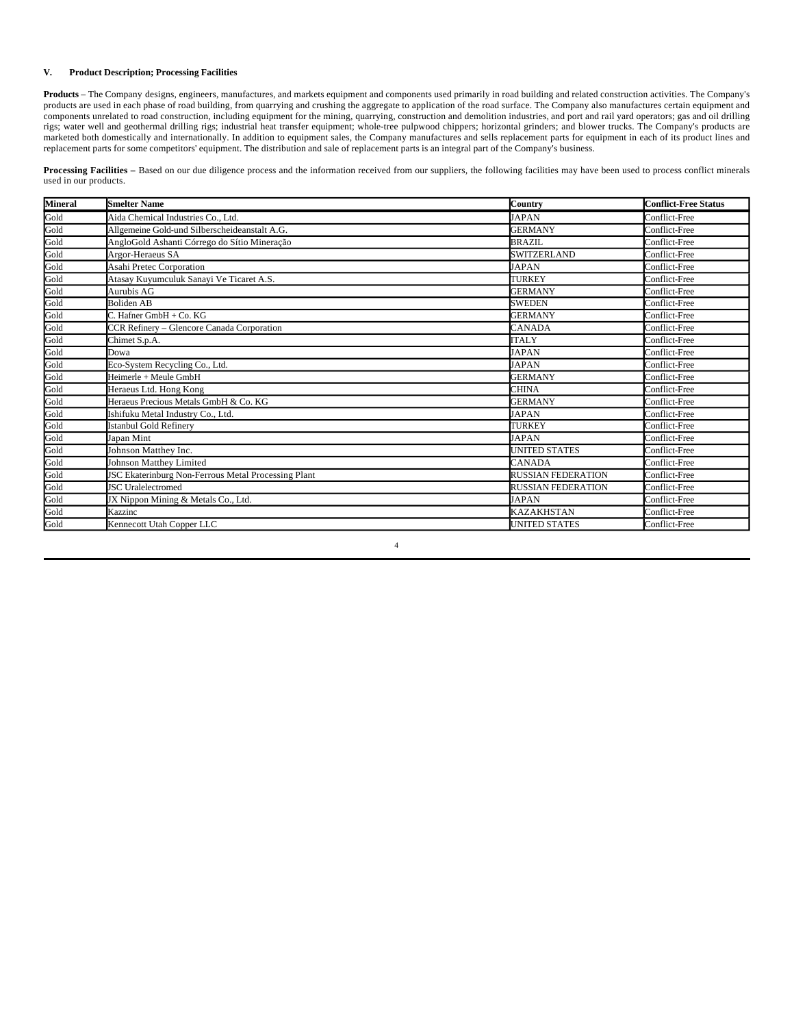## V. Product Description; Processing Facilities

**Products** – The Company designs, engineers, manufactures, and markets equipment and components used primarily in road building and related construction activities. The Company's products are used in each phase of road building, from quarrying and crushing the aggregate to application of the road surface. The Company also manufactures certain equipment and components unrelated to road construction, including equipment for the mining, quarrying, construction and demolition industries, and port and rail yard operators; gas and oil drilling rigs; water well and geothermal drilling rigs; industrial heat transfer equipment; whole-tree pulpwood chippers; horizontal grinders; and blower trucks. The Company's products are marketed both domestically and internationally. In addition to equipment sales, the Company manufactures and sells replacement parts for equipment in each of its product lines and replacement parts for some competitors' equipment. The distribution and sale of replacement parts is an integral part of the Company's business.

**Processing Facilities** – Based on our due diligence process and the information received from our suppliers, the following facilities may have been used to process conflict minerals used in our products.

| Mineral | Smelter Name | Country | Conflict-Free Status |
|---|---|---|---|
| Gold | Aida Chemical Industries Co., Ltd. | JAPAN | Conflict-Free |
| Gold | Allgemeine Gold-und Silberscheideanstalt A.G. | GERMANY | Conflict-Free |
| Gold | AngloGold Ashanti Córrego do Sítio Mineração | BRAZIL | Conflict-Free |
| Gold | Argor-Heraeus SA | SWITZERLAND | Conflict-Free |
| Gold | Asahi Pretec Corporation | JAPAN | Conflict-Free |
| Gold | Atasay Kuyumculuk Sanayi Ve Ticaret A.S. | TURKEY | Conflict-Free |
| Gold | Aurubis AG | GERMANY | Conflict-Free |
| Gold | Boliden AB | SWEDEN | Conflict-Free |
| Gold | C. Hafner GmbH + Co. KG | GERMANY | Conflict-Free |
| Gold | CCR Refinery – Glencore Canada Corporation | CANADA | Conflict-Free |
| Gold | Chimet S.p.A. | ITALY | Conflict-Free |
| Gold | Dowa | JAPAN | Conflict-Free |
| Gold | Eco-System Recycling Co., Ltd. | JAPAN | Conflict-Free |
| Gold | Heimerle + Meule GmbH | GERMANY | Conflict-Free |
| Gold | Heraeus Ltd. Hong Kong | CHINA | Conflict-Free |
| Gold | Heraeus Precious Metals GmbH & Co. KG | GERMANY | Conflict-Free |
| Gold | Ishifuku Metal Industry Co., Ltd. | JAPAN | Conflict-Free |
| Gold | Istanbul Gold Refinery | TURKEY | Conflict-Free |
| Gold | Japan Mint | JAPAN | Conflict-Free |
| Gold | Johnson Matthey Inc. | UNITED STATES | Conflict-Free |
| Gold | Johnson Matthey Limited | CANADA | Conflict-Free |
| Gold | JSC Ekaterinburg Non-Ferrous Metal Processing Plant | RUSSIAN FEDERATION | Conflict-Free |
| Gold | JSC Uralelectromed | RUSSIAN FEDERATION | Conflict-Free |
| Gold | JX Nippon Mining & Metals Co., Ltd. | JAPAN | Conflict-Free |
| Gold | Kazzinc | KAZAKHSTAN | Conflict-Free |
| Gold | Kennecott Utah Copper LLC | UNITED STATES | Conflict-Free |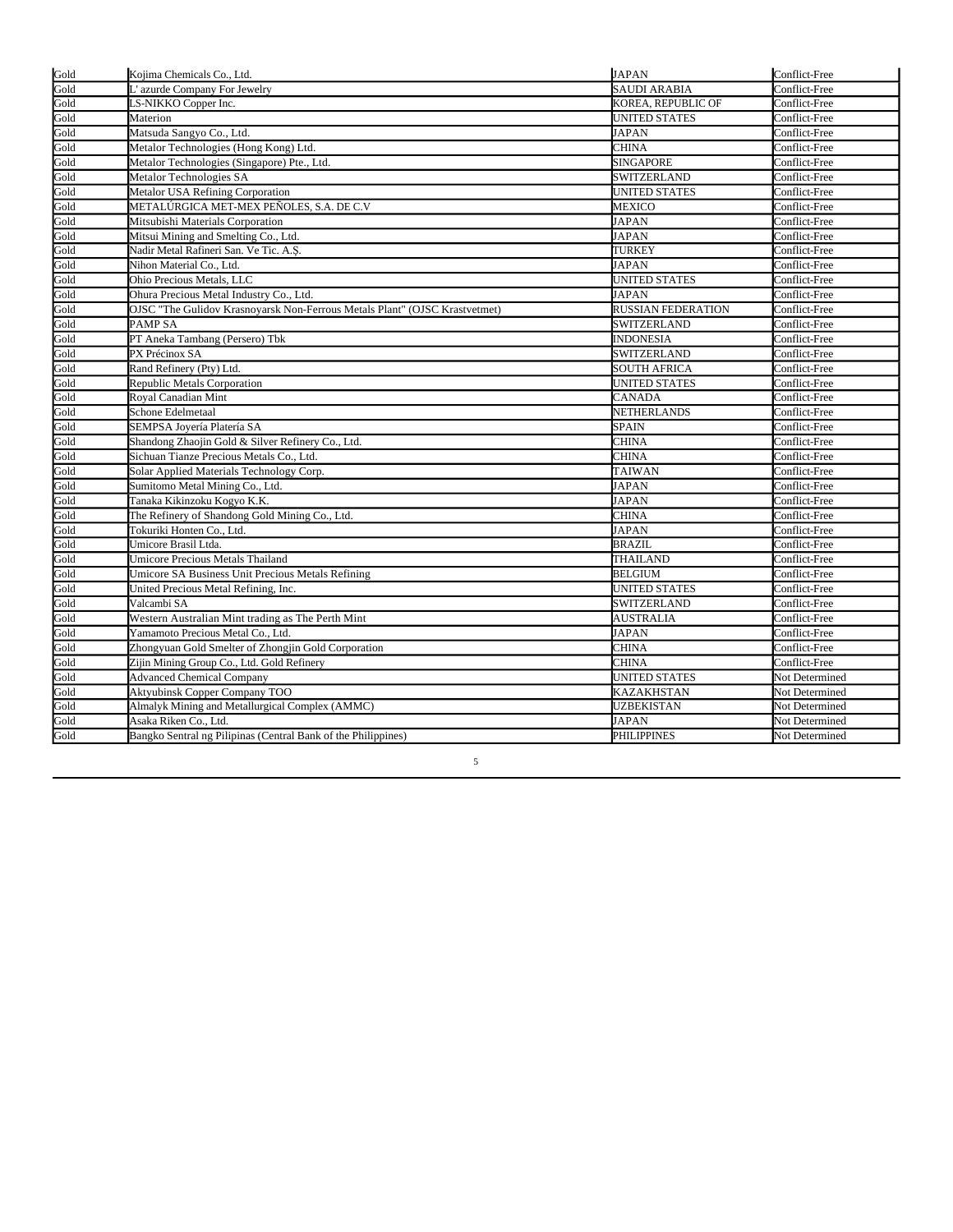| Gold | Kojima Chemicals Co., Ltd. | JAPAN | Conflict-Free |
|---|---|---|---|
| Gold | L' azurde Company For Jewelry | SAUDI ARABIA | Conflict-Free |
| Gold | LS-NIKKO Copper Inc. | KOREA, REPUBLIC OF | Conflict-Free |
| Gold | Materion | UNITED STATES | Conflict-Free |
| Gold | Matsuda Sangyo Co., Ltd. | JAPAN | Conflict-Free |
| Gold | Metalor Technologies (Hong Kong) Ltd. | CHINA | Conflict-Free |
| Gold | Metalor Technologies (Singapore) Pte., Ltd. | SINGAPORE | Conflict-Free |
| Gold | Metalor Technologies SA | SWITZERLAND | Conflict-Free |
| Gold | Metalor USA Refining Corporation | UNITED STATES | Conflict-Free |
| Gold | METALÚRGICA MET-MEX PEÑOLES, S.A. DE C.V | MEXICO | Conflict-Free |
| Gold | Mitsubishi Materials Corporation | JAPAN | Conflict-Free |
| Gold | Mitsui Mining and Smelting Co., Ltd. | JAPAN | Conflict-Free |
| Gold | Nadir Metal Rafineri San. Ve Tic. A.Ş. | TURKEY | Conflict-Free |
| Gold | Nihon Material Co., Ltd. | JAPAN | Conflict-Free |
| Gold | Ohio Precious Metals, LLC | UNITED STATES | Conflict-Free |
| Gold | Ohura Precious Metal Industry Co., Ltd. | JAPAN | Conflict-Free |
| Gold | OJSC "The Gulidov Krasnoyarsk Non-Ferrous Metals Plant" (OJSC Krastvetmet) | RUSSIAN FEDERATION | Conflict-Free |
| Gold | PAMP SA | SWITZERLAND | Conflict-Free |
| Gold | PT Aneka Tambang (Persero) Tbk | INDONESIA | Conflict-Free |
| Gold | PX Précinox SA | SWITZERLAND | Conflict-Free |
| Gold | Rand Refinery (Pty) Ltd. | SOUTH AFRICA | Conflict-Free |
| Gold | Republic Metals Corporation | UNITED STATES | Conflict-Free |
| Gold | Royal Canadian Mint | CANADA | Conflict-Free |
| Gold | Schone Edelmetaal | NETHERLANDS | Conflict-Free |
| Gold | SEMPSA Joyería Platería SA | SPAIN | Conflict-Free |
| Gold | Shandong Zhaojin Gold & Silver Refinery Co., Ltd. | CHINA | Conflict-Free |
| Gold | Sichuan Tianze Precious Metals Co., Ltd. | CHINA | Conflict-Free |
| Gold | Solar Applied Materials Technology Corp. | TAIWAN | Conflict-Free |
| Gold | Sumitomo Metal Mining Co., Ltd. | JAPAN | Conflict-Free |
| Gold | Tanaka Kikinzoku Kogyo K.K. | JAPAN | Conflict-Free |
| Gold | The Refinery of Shandong Gold Mining Co., Ltd. | CHINA | Conflict-Free |
| Gold | Tokuriki Honten Co., Ltd. | JAPAN | Conflict-Free |
| Gold | Umicore Brasil Ltda. | BRAZIL | Conflict-Free |
| Gold | Umicore Precious Metals Thailand | THAILAND | Conflict-Free |
| Gold | Umicore SA Business Unit Precious Metals Refining | BELGIUM | Conflict-Free |
| Gold | United Precious Metal Refining, Inc. | UNITED STATES | Conflict-Free |
| Gold | Valcambi SA | SWITZERLAND | Conflict-Free |
| Gold | Western Australian Mint trading as The Perth Mint | AUSTRALIA | Conflict-Free |
| Gold | Yamamoto Precious Metal Co., Ltd. | JAPAN | Conflict-Free |
| Gold | Zhongyuan Gold Smelter of Zhongjin Gold Corporation | CHINA | Conflict-Free |
| Gold | Zijin Mining Group Co., Ltd. Gold Refinery | CHINA | Conflict-Free |
| Gold | Advanced Chemical Company | UNITED STATES | Not Determined |
| Gold | Aktyubinsk Copper Company TOO | KAZAKHSTAN | Not Determined |
| Gold | Almalyk Mining and Metallurgical Complex (AMMC) | UZBEKISTAN | Not Determined |
| Gold | Asaka Riken Co., Ltd. | JAPAN | Not Determined |
| Gold | Bangko Sentral ng Pilipinas (Central Bank of the Philippines) | PHILIPPINES | Not Determined |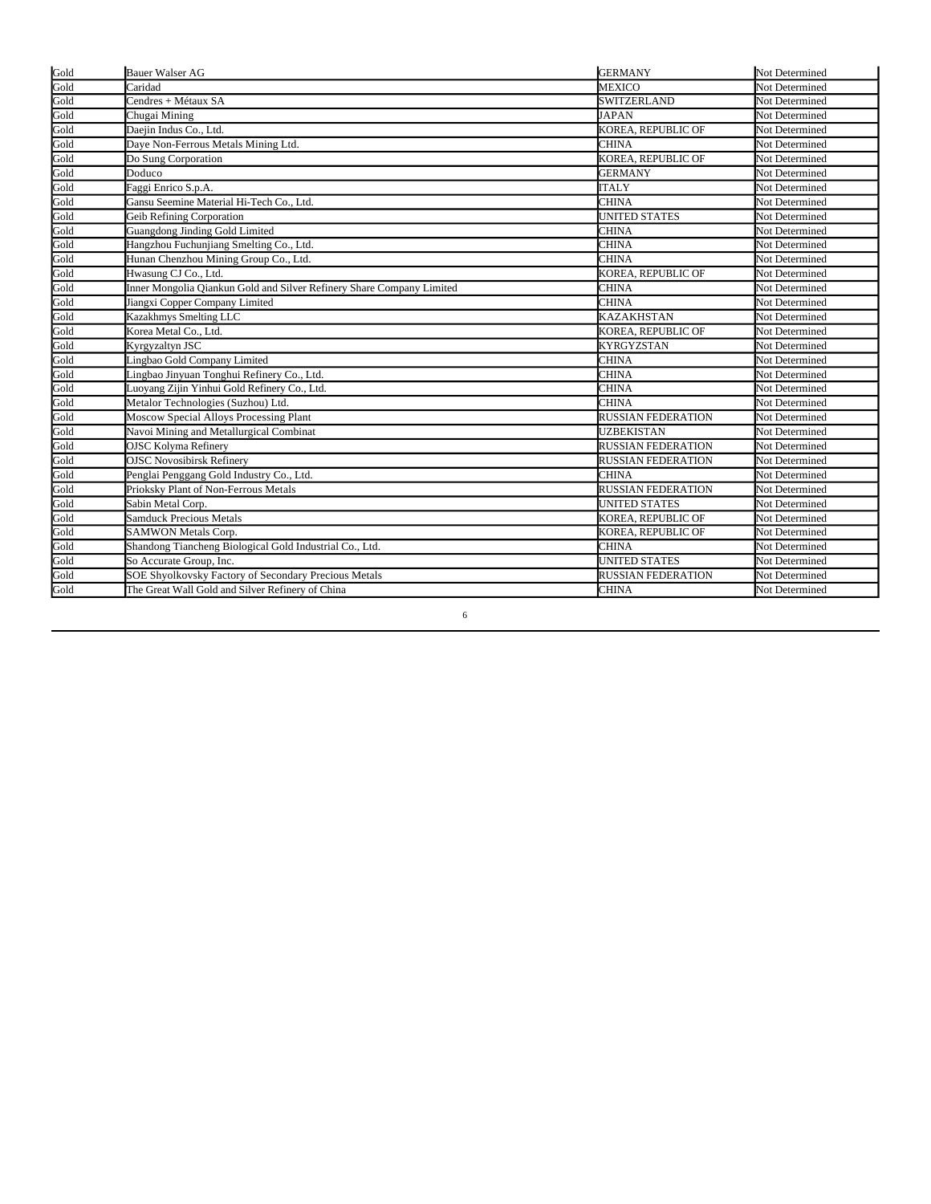| | | | |
|---|---|---|---|
| Gold | Bauer Walser AG | GERMANY | Not Determined |
| Gold | Caridad | MEXICO | Not Determined |
| Gold | Cendres + Métaux SA | SWITZERLAND | Not Determined |
| Gold | Chugai Mining | JAPAN | Not Determined |
| Gold | Daejin Indus Co., Ltd. | KOREA, REPUBLIC OF | Not Determined |
| Gold | Daye Non-Ferrous Metals Mining Ltd. | CHINA | Not Determined |
| Gold | Do Sung Corporation | KOREA, REPUBLIC OF | Not Determined |
| Gold | Doduco | GERMANY | Not Determined |
| Gold | Faggi Enrico S.p.A. | ITALY | Not Determined |
| Gold | Gansu Seemine Material Hi-Tech Co., Ltd. | CHINA | Not Determined |
| Gold | Geib Refining Corporation | UNITED STATES | Not Determined |
| Gold | Guangdong Jinding Gold Limited | CHINA | Not Determined |
| Gold | Hangzhou Fuchunjiang Smelting Co., Ltd. | CHINA | Not Determined |
| Gold | Hunan Chenzhou Mining Group Co., Ltd. | CHINA | Not Determined |
| Gold | Hwasung CJ Co., Ltd. | KOREA, REPUBLIC OF | Not Determined |
| Gold | Inner Mongolia Qiankun Gold and Silver Refinery Share Company Limited | CHINA | Not Determined |
| Gold | Jiangxi Copper Company Limited | CHINA | Not Determined |
| Gold | Kazakhmys Smelting LLC | KAZAKHSTAN | Not Determined |
| Gold | Korea Metal Co., Ltd. | KOREA, REPUBLIC OF | Not Determined |
| Gold | Kyrgyzaltyn JSC | KYRGYZSTAN | Not Determined |
| Gold | Lingbao Gold Company Limited | CHINA | Not Determined |
| Gold | Lingbao Jinyuan Tonghui Refinery Co., Ltd. | CHINA | Not Determined |
| Gold | Luoyang Zijin Yinhui Gold Refinery Co., Ltd. | CHINA | Not Determined |
| Gold | Metalor Technologies (Suzhou) Ltd. | CHINA | Not Determined |
| Gold | Moscow Special Alloys Processing Plant | RUSSIAN FEDERATION | Not Determined |
| Gold | Navoi Mining and Metallurgical Combinat | UZBEKISTAN | Not Determined |
| Gold | OJSC Kolyma Refinery | RUSSIAN FEDERATION | Not Determined |
| Gold | OJSC Novosibirsk Refinery | RUSSIAN FEDERATION | Not Determined |
| Gold | Penglai Penggang Gold Industry Co., Ltd. | CHINA | Not Determined |
| Gold | Prioksky Plant of Non-Ferrous Metals | RUSSIAN FEDERATION | Not Determined |
| Gold | Sabin Metal Corp. | UNITED STATES | Not Determined |
| Gold | Samduck Precious Metals | KOREA, REPUBLIC OF | Not Determined |
| Gold | SAMWON Metals Corp. | KOREA, REPUBLIC OF | Not Determined |
| Gold | Shandong Tiancheng Biological Gold Industrial Co., Ltd. | CHINA | Not Determined |
| Gold | So Accurate Group, Inc. | UNITED STATES | Not Determined |
| Gold | SOE Shyolkovsky Factory of Secondary Precious Metals | RUSSIAN FEDERATION | Not Determined |
| Gold | The Great Wall Gold and Silver Refinery of China | CHINA | Not Determined |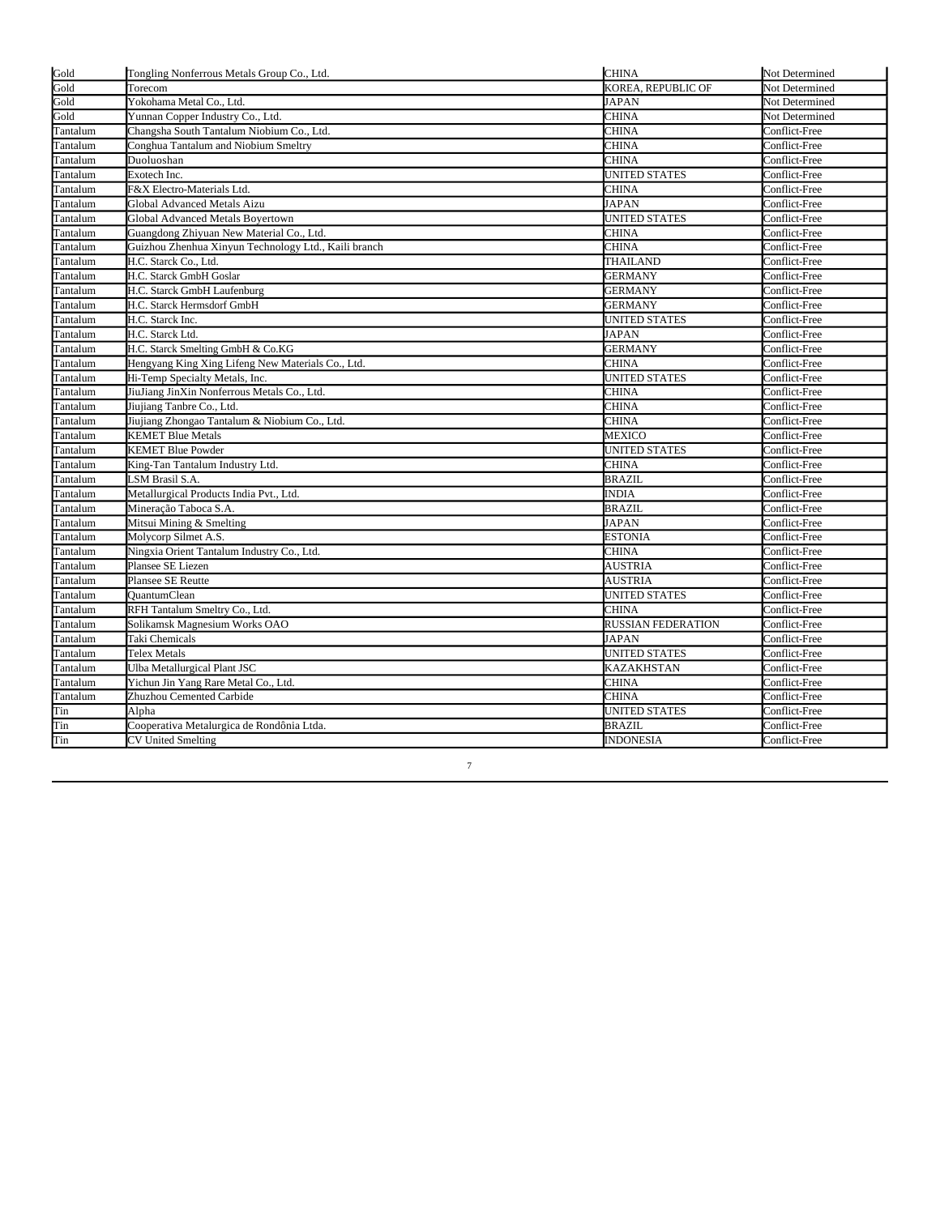| Gold | Tongling Nonferrous Metals Group Co., Ltd. | CHINA | Not Determined |
|---|---|---|---|
| Gold | Torecom | KOREA, REPUBLIC OF | Not Determined |
| Gold | Yokohama Metal Co., Ltd. | JAPAN | Not Determined |
| Gold | Yunnan Copper Industry Co., Ltd. | CHINA | Not Determined |
| Tantalum | Changsha South Tantalum Niobium Co., Ltd. | CHINA | Conflict-Free |
| Tantalum | Conghua Tantalum and Niobium Smeltry | CHINA | Conflict-Free |
| Tantalum | Duoluoshan | CHINA | Conflict-Free |
| Tantalum | Exotech Inc. | UNITED STATES | Conflict-Free |
| Tantalum | F&X Electro-Materials Ltd. | CHINA | Conflict-Free |
| Tantalum | Global Advanced Metals Aizu | JAPAN | Conflict-Free |
| Tantalum | Global Advanced Metals Boyertown | UNITED STATES | Conflict-Free |
| Tantalum | Guangdong Zhiyuan New Material Co., Ltd. | CHINA | Conflict-Free |
| Tantalum | Guizhou Zhenhua Xinyun Technology Ltd., Kaili branch | CHINA | Conflict-Free |
| Tantalum | H.C. Starck Co., Ltd. | THAILAND | Conflict-Free |
| Tantalum | H.C. Starck GmbH Goslar | GERMANY | Conflict-Free |
| Tantalum | H.C. Starck GmbH Laufenburg | GERMANY | Conflict-Free |
| Tantalum | H.C. Starck Hermsdorf GmbH | GERMANY | Conflict-Free |
| Tantalum | H.C. Starck Inc. | UNITED STATES | Conflict-Free |
| Tantalum | H.C. Starck Ltd. | JAPAN | Conflict-Free |
| Tantalum | H.C. Starck Smelting GmbH & Co.KG | GERMANY | Conflict-Free |
| Tantalum | Hengyang King Xing Lifeng New Materials Co., Ltd. | CHINA | Conflict-Free |
| Tantalum | Hi-Temp Specialty Metals, Inc. | UNITED STATES | Conflict-Free |
| Tantalum | JiuJiang JinXin Nonferrous Metals Co., Ltd. | CHINA | Conflict-Free |
| Tantalum | Jiujiang Tanbre Co., Ltd. | CHINA | Conflict-Free |
| Tantalum | Jiujiang Zhongao Tantalum & Niobium Co., Ltd. | CHINA | Conflict-Free |
| Tantalum | KEMET Blue Metals | MEXICO | Conflict-Free |
| Tantalum | KEMET Blue Powder | UNITED STATES | Conflict-Free |
| Tantalum | King-Tan Tantalum Industry Ltd. | CHINA | Conflict-Free |
| Tantalum | LSM Brasil S.A. | BRAZIL | Conflict-Free |
| Tantalum | Metallurgical Products India Pvt., Ltd. | INDIA | Conflict-Free |
| Tantalum | Mineração Taboca S.A. | BRAZIL | Conflict-Free |
| Tantalum | Mitsui Mining & Smelting | JAPAN | Conflict-Free |
| Tantalum | Molycorp Silmet A.S. | ESTONIA | Conflict-Free |
| Tantalum | Ningxia Orient Tantalum Industry Co., Ltd. | CHINA | Conflict-Free |
| Tantalum | Plansee SE Liezen | AUSTRIA | Conflict-Free |
| Tantalum | Plansee SE Reutte | AUSTRIA | Conflict-Free |
| Tantalum | QuantumClean | UNITED STATES | Conflict-Free |
| Tantalum | RFH Tantalum Smeltry Co., Ltd. | CHINA | Conflict-Free |
| Tantalum | Solikamsk Magnesium Works OAO | RUSSIAN FEDERATION | Conflict-Free |
| Tantalum | Taki Chemicals | JAPAN | Conflict-Free |
| Tantalum | Telex Metals | UNITED STATES | Conflict-Free |
| Tantalum | Ulba Metallurgical Plant JSC | KAZAKHSTAN | Conflict-Free |
| Tantalum | Yichun Jin Yang Rare Metal Co., Ltd. | CHINA | Conflict-Free |
| Tantalum | Zhuzhou Cemented Carbide | CHINA | Conflict-Free |
| Tin | Alpha | UNITED STATES | Conflict-Free |
| Tin | Cooperativa Metalurgica de Rondônia Ltda. | BRAZIL | Conflict-Free |
| Tin | CV United Smelting | INDONESIA | Conflict-Free |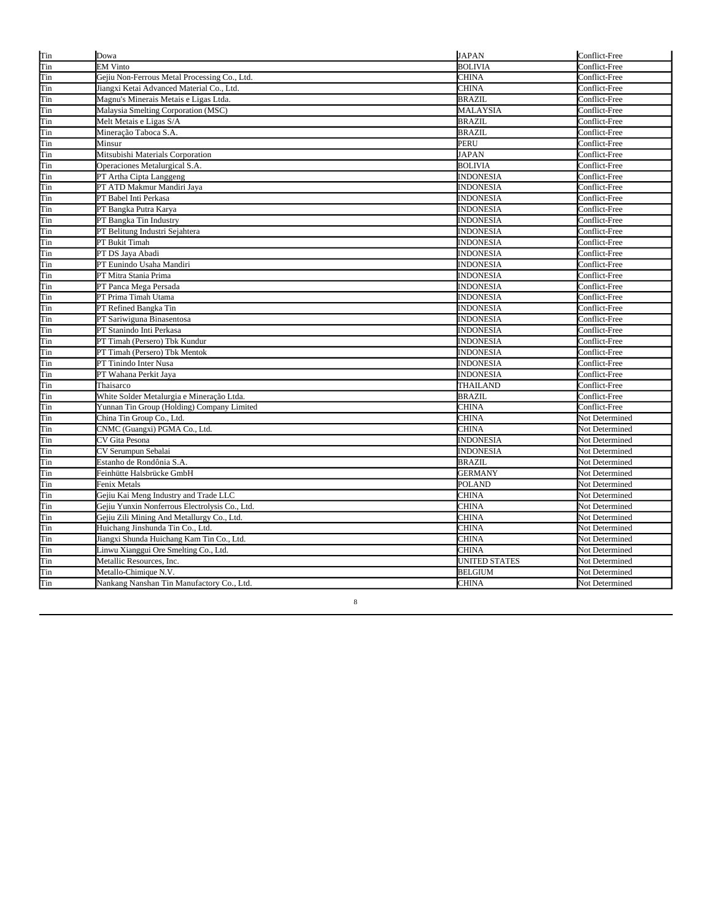| | | | |
|---|---|---|---|
| Tin | Dowa | JAPAN | Conflict-Free |
| Tin | EM Vinto | BOLIVIA | Conflict-Free |
| Tin | Gejiu Non-Ferrous Metal Processing Co., Ltd. | CHINA | Conflict-Free |
| Tin | Jiangxi Ketai Advanced Material Co., Ltd. | CHINA | Conflict-Free |
| Tin | Magnu's Minerais Metais e Ligas Ltda. | BRAZIL | Conflict-Free |
| Tin | Malaysia Smelting Corporation (MSC) | MALAYSIA | Conflict-Free |
| Tin | Melt Metais e Ligas S/A | BRAZIL | Conflict-Free |
| Tin | Mineração Taboca S.A. | BRAZIL | Conflict-Free |
| Tin | Minsur | PERU | Conflict-Free |
| Tin | Mitsubishi Materials Corporation | JAPAN | Conflict-Free |
| Tin | Operaciones Metalurgical S.A. | BOLIVIA | Conflict-Free |
| Tin | PT Artha Cipta Langgeng | INDONESIA | Conflict-Free |
| Tin | PT ATD Makmur Mandiri Jaya | INDONESIA | Conflict-Free |
| Tin | PT Babel Inti Perkasa | INDONESIA | Conflict-Free |
| Tin | PT Bangka Putra Karya | INDONESIA | Conflict-Free |
| Tin | PT Bangka Tin Industry | INDONESIA | Conflict-Free |
| Tin | PT Belitung Industri Sejahtera | INDONESIA | Conflict-Free |
| Tin | PT Bukit Timah | INDONESIA | Conflict-Free |
| Tin | PT DS Jaya Abadi | INDONESIA | Conflict-Free |
| Tin | PT Eunindo Usaha Mandiri | INDONESIA | Conflict-Free |
| Tin | PT Mitra Stania Prima | INDONESIA | Conflict-Free |
| Tin | PT Panca Mega Persada | INDONESIA | Conflict-Free |
| Tin | PT Prima Timah Utama | INDONESIA | Conflict-Free |
| Tin | PT Refined Bangka Tin | INDONESIA | Conflict-Free |
| Tin | PT Sariwiguna Binasentosa | INDONESIA | Conflict-Free |
| Tin | PT Stanindo Inti Perkasa | INDONESIA | Conflict-Free |
| Tin | PT Timah (Persero) Tbk Kundur | INDONESIA | Conflict-Free |
| Tin | PT Timah (Persero) Tbk Mentok | INDONESIA | Conflict-Free |
| Tin | PT Tinindo Inter Nusa | INDONESIA | Conflict-Free |
| Tin | PT Wahana Perkit Jaya | INDONESIA | Conflict-Free |
| Tin | Thaisarco | THAILAND | Conflict-Free |
| Tin | White Solder Metalurgia e Mineração Ltda. | BRAZIL | Conflict-Free |
| Tin | Yunnan Tin Group (Holding) Company Limited | CHINA | Conflict-Free |
| Tin | China Tin Group Co., Ltd. | CHINA | Not Determined |
| Tin | CNMC (Guangxi) PGMA Co., Ltd. | CHINA | Not Determined |
| Tin | CV Gita Pesona | INDONESIA | Not Determined |
| Tin | CV Serumpun Sebalai | INDONESIA | Not Determined |
| Tin | Estanho de Rondônia S.A. | BRAZIL | Not Determined |
| Tin | Feinhütte Halsbrücke GmbH | GERMANY | Not Determined |
| Tin | Fenix Metals | POLAND | Not Determined |
| Tin | Gejiu Kai Meng Industry and Trade LLC | CHINA | Not Determined |
| Tin | Gejiu Yunxin Nonferrous Electrolysis Co., Ltd. | CHINA | Not Determined |
| Tin | Gejiu Zili Mining And Metallurgy Co., Ltd. | CHINA | Not Determined |
| Tin | Huichang Jinshunda Tin Co., Ltd. | CHINA | Not Determined |
| Tin | Jiangxi Shunda Huichang Kam Tin Co., Ltd. | CHINA | Not Determined |
| Tin | Linwu Xianggui Ore Smelting Co., Ltd. | CHINA | Not Determined |
| Tin | Metallic Resources, Inc. | UNITED STATES | Not Determined |
| Tin | Metallo-Chimique N.V. | BELGIUM | Not Determined |
| Tin | Nankang Nanshan Tin Manufactory Co., Ltd. | CHINA | Not Determined |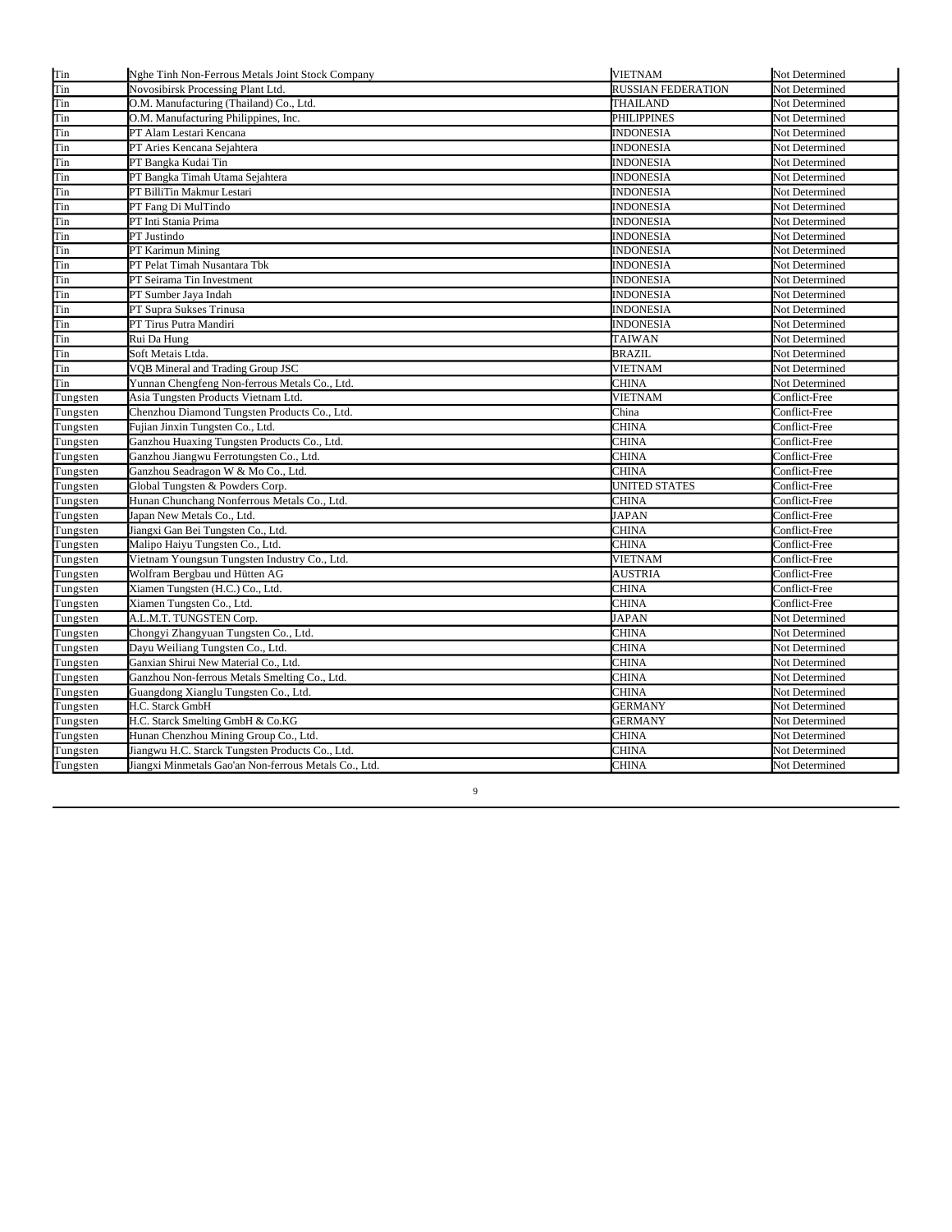| | | | |
|---|---|---|---|
| Tin | Nghe Tinh Non-Ferrous Metals Joint Stock Company | VIETNAM | Not Determined |
| Tin | Novosibirsk Processing Plant Ltd. | RUSSIAN FEDERATION | Not Determined |
| Tin | O.M. Manufacturing (Thailand) Co., Ltd. | THAILAND | Not Determined |
| Tin | O.M. Manufacturing Philippines, Inc. | PHILIPPINES | Not Determined |
| Tin | PT Alam Lestari Kencana | INDONESIA | Not Determined |
| Tin | PT Aries Kencana Sejahtera | INDONESIA | Not Determined |
| Tin | PT Bangka Kudai Tin | INDONESIA | Not Determined |
| Tin | PT Bangka Timah Utama Sejahtera | INDONESIA | Not Determined |
| Tin | PT BilliTin Makmur Lestari | INDONESIA | Not Determined |
| Tin | PT Fang Di MulTindo | INDONESIA | Not Determined |
| Tin | PT Inti Stania Prima | INDONESIA | Not Determined |
| Tin | PT Justindo | INDONESIA | Not Determined |
| Tin | PT Karimun Mining | INDONESIA | Not Determined |
| Tin | PT Pelat Timah Nusantara Tbk | INDONESIA | Not Determined |
| Tin | PT Seirama Tin Investment | INDONESIA | Not Determined |
| Tin | PT Sumber Jaya Indah | INDONESIA | Not Determined |
| Tin | PT Supra Sukses Trinusa | INDONESIA | Not Determined |
| Tin | PT Tirus Putra Mandiri | INDONESIA | Not Determined |
| Tin | Rui Da Hung | TAIWAN | Not Determined |
| Tin | Soft Metais Ltda. | BRAZIL | Not Determined |
| Tin | VQB Mineral and Trading Group JSC | VIETNAM | Not Determined |
| Tin | Yunnan Chengfeng Non-ferrous Metals Co., Ltd. | CHINA | Not Determined |
| Tungsten | Asia Tungsten Products Vietnam Ltd. | VIETNAM | Conflict-Free |
| Tungsten | Chenzhou Diamond Tungsten Products Co., Ltd. | China | Conflict-Free |
| Tungsten | Fujian Jinxin Tungsten Co., Ltd. | CHINA | Conflict-Free |
| Tungsten | Ganzhou Huaxing Tungsten Products Co., Ltd. | CHINA | Conflict-Free |
| Tungsten | Ganzhou Jiangwu Ferrotungsten Co., Ltd. | CHINA | Conflict-Free |
| Tungsten | Ganzhou Seadragon W & Mo Co., Ltd. | CHINA | Conflict-Free |
| Tungsten | Global Tungsten & Powders Corp. | UNITED STATES | Conflict-Free |
| Tungsten | Hunan Chunchang Nonferrous Metals Co., Ltd. | CHINA | Conflict-Free |
| Tungsten | Japan New Metals Co., Ltd. | JAPAN | Conflict-Free |
| Tungsten | Jiangxi Gan Bei Tungsten Co., Ltd. | CHINA | Conflict-Free |
| Tungsten | Malipo Haiyu Tungsten Co., Ltd. | CHINA | Conflict-Free |
| Tungsten | Vietnam Youngsun Tungsten Industry Co., Ltd. | VIETNAM | Conflict-Free |
| Tungsten | Wolfram Bergbau und Hütten AG | AUSTRIA | Conflict-Free |
| Tungsten | Xiamen Tungsten (H.C.) Co., Ltd. | CHINA | Conflict-Free |
| Tungsten | Xiamen Tungsten Co., Ltd. | CHINA | Conflict-Free |
| Tungsten | A.L.M.T. TUNGSTEN Corp. | JAPAN | Not Determined |
| Tungsten | Chongyi Zhangyuan Tungsten Co., Ltd. | CHINA | Not Determined |
| Tungsten | Dayu Weiliang Tungsten Co., Ltd. | CHINA | Not Determined |
| Tungsten | Ganxian Shirui New Material Co., Ltd. | CHINA | Not Determined |
| Tungsten | Ganzhou Non-ferrous Metals Smelting Co., Ltd. | CHINA | Not Determined |
| Tungsten | Guangdong Xianglu Tungsten Co., Ltd. | CHINA | Not Determined |
| Tungsten | H.C. Starck GmbH | GERMANY | Not Determined |
| Tungsten | H.C. Starck Smelting GmbH & Co.KG | GERMANY | Not Determined |
| Tungsten | Hunan Chenzhou Mining Group Co., Ltd. | CHINA | Not Determined |
| Tungsten | Jiangwu H.C. Starck Tungsten Products Co., Ltd. | CHINA | Not Determined |
| Tungsten | Jiangxi Minmetals Gao'an Non-ferrous Metals Co., Ltd. | CHINA | Not Determined |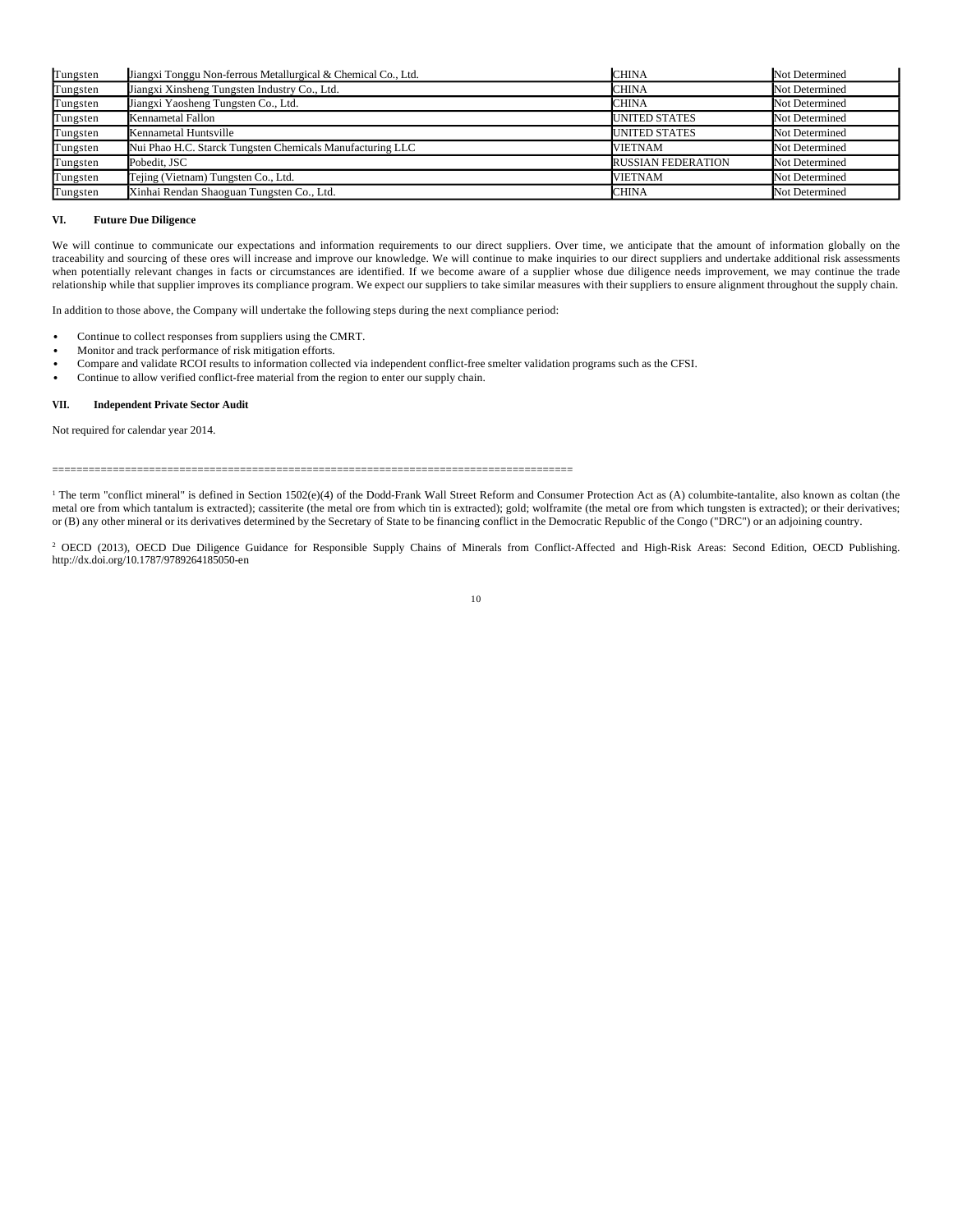| | | | |
|---|---|---|---|
| Tungsten | Jiangxi Tonggu Non-ferrous Metallurgical & Chemical Co., Ltd. | CHINA | Not Determined |
| Tungsten | Jiangxi Xinsheng Tungsten Industry Co., Ltd. | CHINA | Not Determined |
| Tungsten | Jiangxi Yaosheng Tungsten Co., Ltd. | CHINA | Not Determined |
| Tungsten | Kennametal Fallon | UNITED STATES | Not Determined |
| Tungsten | Kennametal Huntsville | UNITED STATES | Not Determined |
| Tungsten | Nui Phao H.C. Starck Tungsten Chemicals Manufacturing LLC | VIETNAM | Not Determined |
| Tungsten | Pobedit, JSC | RUSSIAN FEDERATION | Not Determined |
| Tungsten | Tejing (Vietnam) Tungsten Co., Ltd. | VIETNAM | Not Determined |
| Tungsten | Xinhai Rendan Shaoguan Tungsten Co., Ltd. | CHINA | Not Determined |

### VI. Future Due Diligence

We will continue to communicate our expectations and information requirements to our direct suppliers. Over time, we anticipate that the amount of information globally on the traceability and sourcing of these ores will increase and improve our knowledge. We will continue to make inquiries to our direct suppliers and undertake additional risk assessments when potentially relevant changes in facts or circumstances are identified. If we become aware of a supplier whose due diligence needs improvement, we may continue the trade relationship while that supplier improves its compliance program. We expect our suppliers to take similar measures with their suppliers to ensure alignment throughout the supply chain.

In addition to those above, the Company will undertake the following steps during the next compliance period:

- Continue to collect responses from suppliers using the CMRT.
- Monitor and track performance of risk mitigation efforts.
- Compare and validate RCOI results to information collected via independent conflict-free smelter validation programs such as the CFSI.
- Continue to allow verified conflict-free material from the region to enter our supply chain.

### VII. Independent Private Sector Audit

Not required for calendar year 2014.

======================================================================================

[1] The term "conflict mineral" is defined in Section 1502(e)(4) of the Dodd-Frank Wall Street Reform and Consumer Protection Act as (A) columbite-tantalite, also known as coltan (the metal ore from which tantalum is extracted); cassiterite (the metal ore from which tin is extracted); gold; wolframite (the metal ore from which tungsten is extracted); or their derivatives; or (B) any other mineral or its derivatives determined by the Secretary of State to be financing conflict in the Democratic Republic of the Congo ("DRC") or an adjoining country.

[2] OECD (2013), OECD Due Diligence Guidance for Responsible Supply Chains of Minerals from Conflict-Affected and High-Risk Areas: Second Edition, OECD Publishing. http://dx.doi.org/10.1787/9789264185050-en